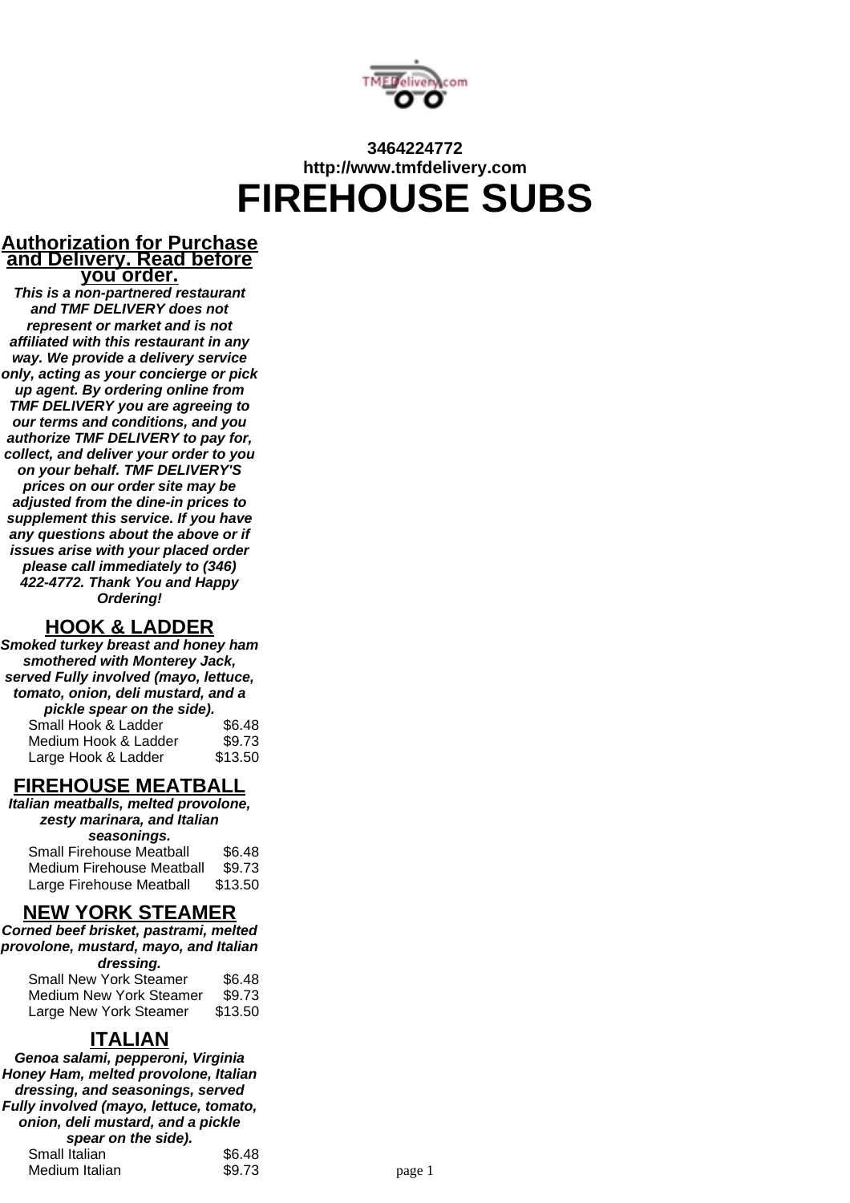**3464224772**
**http://www.tmfdelivery.com**

# FIREHOUSE SUBS

## Authorization for Purchase and Delivery. Read before you order.

***This is a non-partnered restaurant and TMF DELIVERY does not represent or market and is not affiliated with this restaurant in any way. We provide a delivery service only, acting as your concierge or pick up agent. By ordering online from TMF DELIVERY you are agreeing to our terms and conditions, and you authorize TMF DELIVERY to pay for, collect, and deliver your order to you on your behalf. TMF DELIVERY'S prices on our order site may be adjusted from the dine-in prices to supplement this service. If you have any questions about the above or if issues arise with your placed order please call immediately to (346) 422-4772. Thank You and Happy Ordering!***

## HOOK & LADDER

***Smoked turkey breast and honey ham smothered with Monterey Jack, served Fully involved (mayo, lettuce, tomato, onion, deli mustard, and a pickle spear on the side).***

| Item | Price |
| --- | --- |
| Small Hook & Ladder | $6.48 |
| Medium Hook & Ladder | $9.73 |
| Large Hook & Ladder | $13.50 |

## FIREHOUSE MEATBALL

***Italian meatballs, melted provolone, zesty marinara, and Italian seasonings.***

| Item | Price |
| --- | --- |
| Small Firehouse Meatball | $6.48 |
| Medium Firehouse Meatball | $9.73 |
| Large Firehouse Meatball | $13.50 |

## NEW YORK STEAMER

***Corned beef brisket, pastrami, melted provolone, mustard, mayo, and Italian dressing.***

| Item | Price |
| --- | --- |
| Small New York Steamer | $6.48 |
| Medium New York Steamer | $9.73 |
| Large New York Steamer | $13.50 |

## ITALIAN

***Genoa salami, pepperoni, Virginia Honey Ham, melted provolone, Italian dressing, and seasonings, served Fully involved (mayo, lettuce, tomato, onion, deli mustard, and a pickle spear on the side).***

| Item | Price |
| --- | --- |
| Small Italian | $6.48 |
| Medium Italian | $9.73 |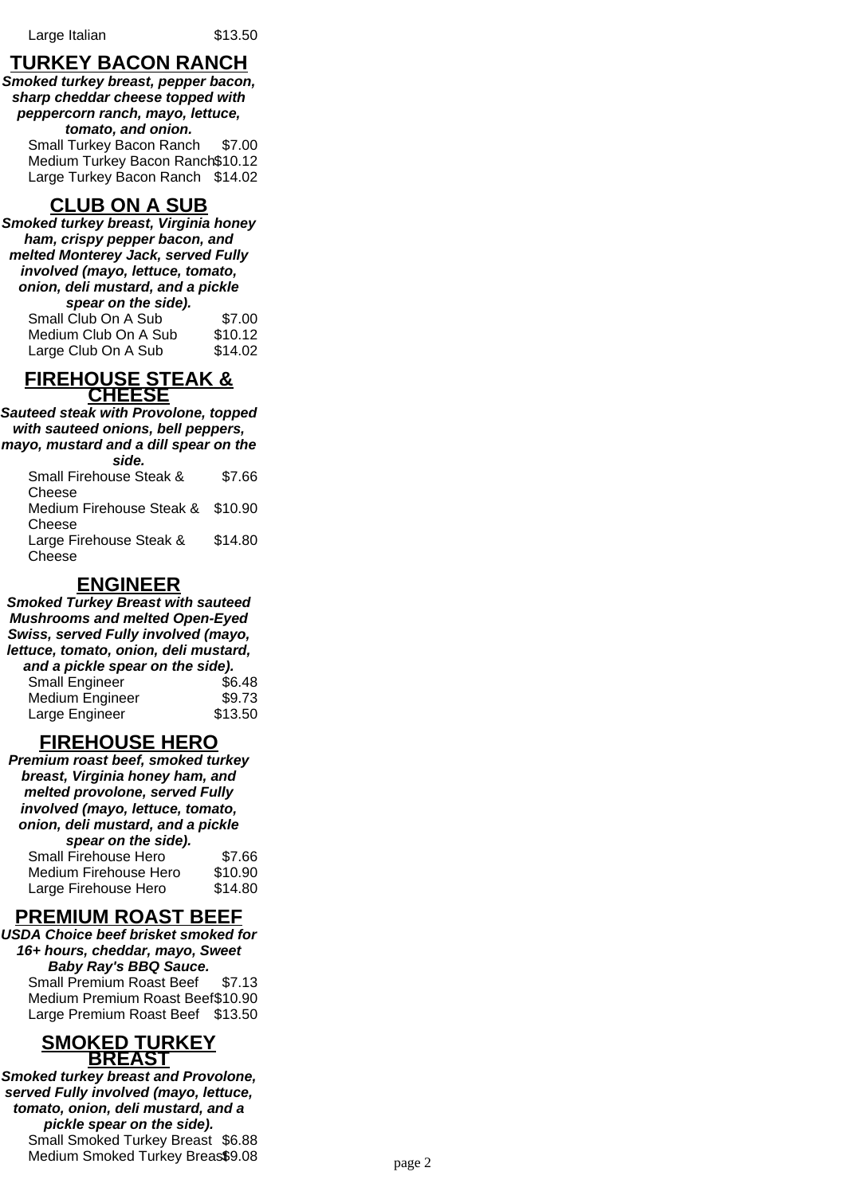| | |
|---|---|
| Large Italian | $13.50 |

## TURKEY BACON RANCH

***Smoked turkey breast, pepper bacon, sharp cheddar cheese topped with peppercorn ranch, mayo, lettuce, tomato, and onion.***

| | |
|---|---|
| Small Turkey Bacon Ranch | $7.00 |
| Medium Turkey Bacon Ranch | $10.12 |
| Large Turkey Bacon Ranch | $14.02 |

## CLUB ON A SUB

***Smoked turkey breast, Virginia honey ham, crispy pepper bacon, and melted Monterey Jack, served Fully involved (mayo, lettuce, tomato, onion, deli mustard, and a pickle spear on the side).***

| | |
|---|---|
| Small Club On A Sub | $7.00 |
| Medium Club On A Sub | $10.12 |
| Large Club On A Sub | $14.02 |

## FIREHOUSE STEAK & CHEESE

***Sauteed steak with Provolone, topped with sauteed onions, bell peppers, mayo, mustard and a dill spear on the side.***

| | |
|---|---|
| Small Firehouse Steak & Cheese | $7.66 |
| Medium Firehouse Steak & Cheese | $10.90 |
| Large Firehouse Steak & Cheese | $14.80 |

## ENGINEER

***Smoked Turkey Breast with sauteed Mushrooms and melted Open-Eyed Swiss, served Fully involved (mayo, lettuce, tomato, onion, deli mustard, and a pickle spear on the side).***

| | |
|---|---|
| Small Engineer | $6.48 |
| Medium Engineer | $9.73 |
| Large Engineer | $13.50 |

## FIREHOUSE HERO

***Premium roast beef, smoked turkey breast, Virginia honey ham, and melted provolone, served Fully involved (mayo, lettuce, tomato, onion, deli mustard, and a pickle spear on the side).***

| | |
|---|---|
| Small Firehouse Hero | $7.66 |
| Medium Firehouse Hero | $10.90 |
| Large Firehouse Hero | $14.80 |

## PREMIUM ROAST BEEF

***USDA Choice beef brisket smoked for 16+ hours, cheddar, mayo, Sweet Baby Ray's BBQ Sauce.***

| | |
|---|---|
| Small Premium Roast Beef | $7.13 |
| Medium Premium Roast Beef | $10.90 |
| Large Premium Roast Beef | $13.50 |

## SMOKED TURKEY BREAST

***Smoked turkey breast and Provolone, served Fully involved (mayo, lettuce, tomato, onion, deli mustard, and a pickle spear on the side).***

| | |
|---|---|
| Small Smoked Turkey Breast | $6.88 |
| Medium Smoked Turkey Breast | $9.08 |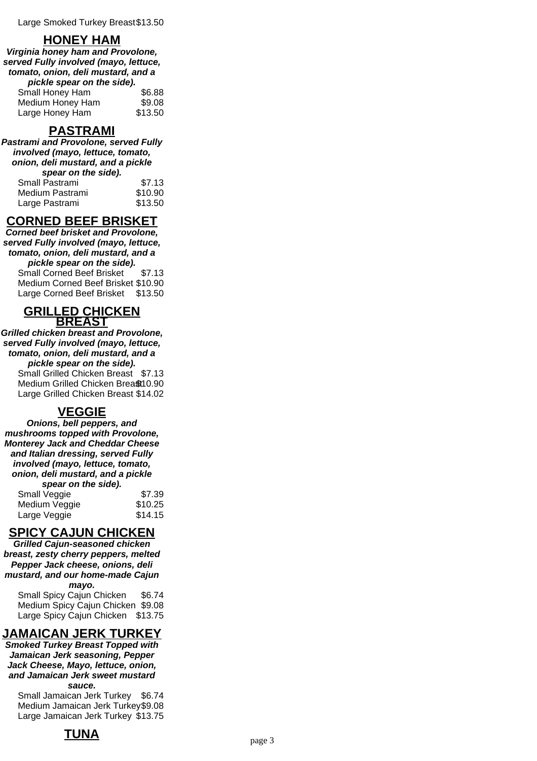| | |
|---|---|
| Large Smoked Turkey Breast | $13.50 |

## HONEY HAM

***Virginia honey ham and Provolone, served Fully involved (mayo, lettuce, tomato, onion, deli mustard, and a pickle spear on the side).***

| | |
|---|---|
| Small Honey Ham | $6.88 |
| Medium Honey Ham | $9.08 |
| Large Honey Ham | $13.50 |

## PASTRAMI

***Pastrami and Provolone, served Fully involved (mayo, lettuce, tomato, onion, deli mustard, and a pickle spear on the side).***

| | |
|---|---|
| Small Pastrami | $7.13 |
| Medium Pastrami | $10.90 |
| Large Pastrami | $13.50 |

## CORNED BEEF BRISKET

***Corned beef brisket and Provolone, served Fully involved (mayo, lettuce, tomato, onion, deli mustard, and a pickle spear on the side).***

| | |
|---|---|
| Small Corned Beef Brisket | $7.13 |
| Medium Corned Beef Brisket | $10.90 |
| Large Corned Beef Brisket | $13.50 |

## GRILLED CHICKEN BREAST

***Grilled chicken breast and Provolone, served Fully involved (mayo, lettuce, tomato, onion, deli mustard, and a pickle spear on the side).***

| | |
|---|---|
| Small Grilled Chicken Breast | $7.13 |
| Medium Grilled Chicken Breast | $10.90 |
| Large Grilled Chicken Breast | $14.02 |

## VEGGIE

***Onions, bell peppers, and mushrooms topped with Provolone, Monterey Jack and Cheddar Cheese and Italian dressing, served Fully involved (mayo, lettuce, tomato, onion, deli mustard, and a pickle spear on the side).***

| | |
|---|---|
| Small Veggie | $7.39 |
| Medium Veggie | $10.25 |
| Large Veggie | $14.15 |

## SPICY CAJUN CHICKEN

***Grilled Cajun-seasoned chicken breast, zesty cherry peppers, melted Pepper Jack cheese, onions, deli mustard, and our home-made Cajun mayo.***

| | |
|---|---|
| Small Spicy Cajun Chicken | $6.74 |
| Medium Spicy Cajun Chicken | $9.08 |
| Large Spicy Cajun Chicken | $13.75 |

## JAMAICAN JERK TURKEY

***Smoked Turkey Breast Topped with Jamaican Jerk seasoning, Pepper Jack Cheese, Mayo, lettuce, onion, and Jamaican Jerk sweet mustard sauce.***

| | |
|---|---|
| Small Jamaican Jerk Turkey | $6.74 |
| Medium Jamaican Jerk Turkey | $9.08 |
| Large Jamaican Jerk Turkey | $13.75 |

## TUNA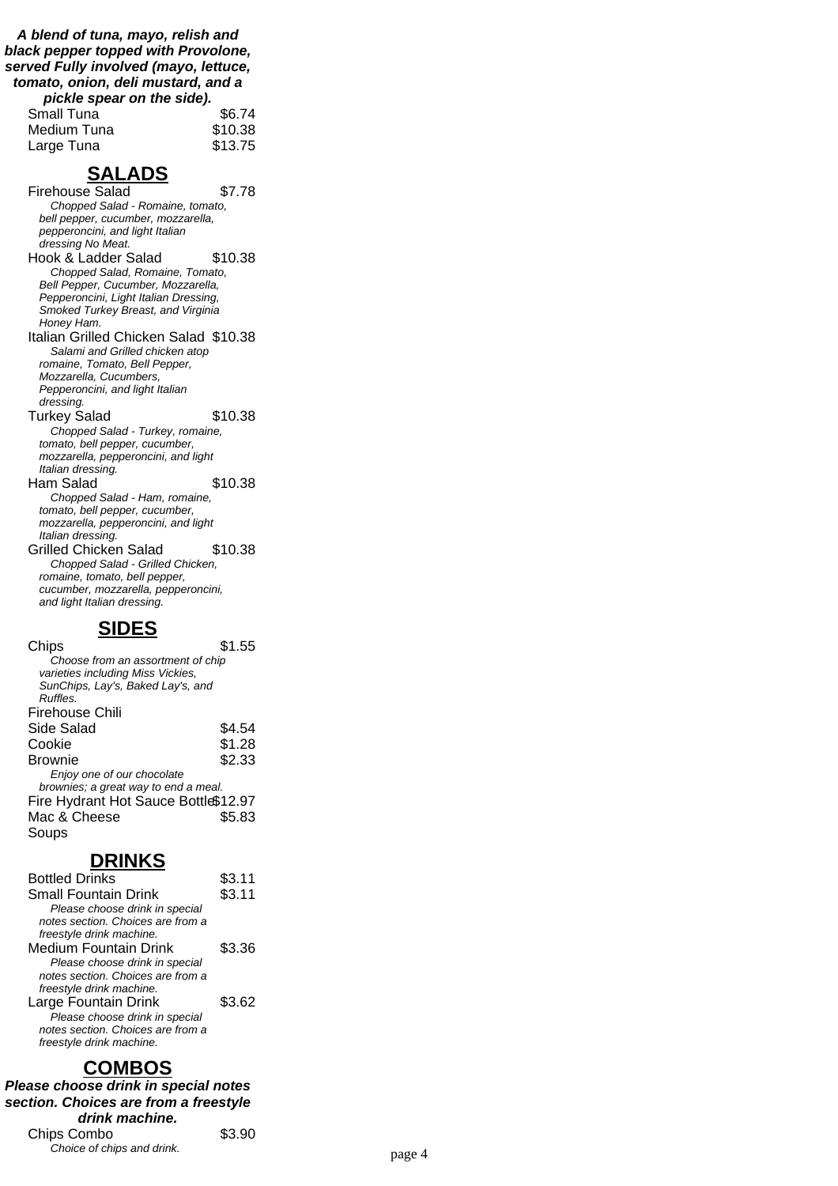***A blend of tuna, mayo, relish and black pepper topped with Provolone, served Fully involved (mayo, lettuce, tomato, onion, deli mustard, and a pickle spear on the side).***

| Item | Price |
|---|---|
| Small Tuna | $6.74 |
| Medium Tuna | $10.38 |
| Large Tuna | $13.75 |

## SALADS

Firehouse Salad $7.78
*Chopped Salad - Romaine, tomato, bell pepper, cucumber, mozzarella, pepperoncini, and light Italian dressing No Meat.*

Hook & Ladder Salad $10.38
*Chopped Salad, Romaine, Tomato, Bell Pepper, Cucumber, Mozzarella, Pepperoncini, Light Italian Dressing, Smoked Turkey Breast, and Virginia Honey Ham.*

Italian Grilled Chicken Salad $10.38
*Salami and Grilled chicken atop romaine, Tomato, Bell Pepper, Mozzarella, Cucumbers, Pepperoncini, and light Italian dressing.*

Turkey Salad $10.38
*Chopped Salad - Turkey, romaine, tomato, bell pepper, cucumber, mozzarella, pepperoncini, and light Italian dressing.*

Ham Salad $10.38
*Chopped Salad - Ham, romaine, tomato, bell pepper, cucumber, mozzarella, pepperoncini, and light Italian dressing.*

Grilled Chicken Salad $10.38
*Chopped Salad - Grilled Chicken, romaine, tomato, bell pepper, cucumber, mozzarella, pepperoncini, and light Italian dressing.*

## SIDES

Chips $1.55
*Choose from an assortment of chip varieties including Miss Vickies, SunChips, Lay's, Baked Lay's, and Ruffles.*

Firehouse Chili

Side Salad $4.54

Cookie $1.28

Brownie $2.33
*Enjoy one of our chocolate brownies; a great way to end a meal.*

Fire Hydrant Hot Sauce Bottle $12.97

Mac & Cheese $5.83

Soups

## DRINKS

Bottled Drinks $3.11

Small Fountain Drink $3.11
*Please choose drink in special notes section. Choices are from a freestyle drink machine.*

Medium Fountain Drink $3.36
*Please choose drink in special notes section. Choices are from a freestyle drink machine.*

Large Fountain Drink $3.62
*Please choose drink in special notes section. Choices are from a freestyle drink machine.*

## COMBOS

***Please choose drink in special notes section. Choices are from a freestyle drink machine.***

Chips Combo $3.90
*Choice of chips and drink.*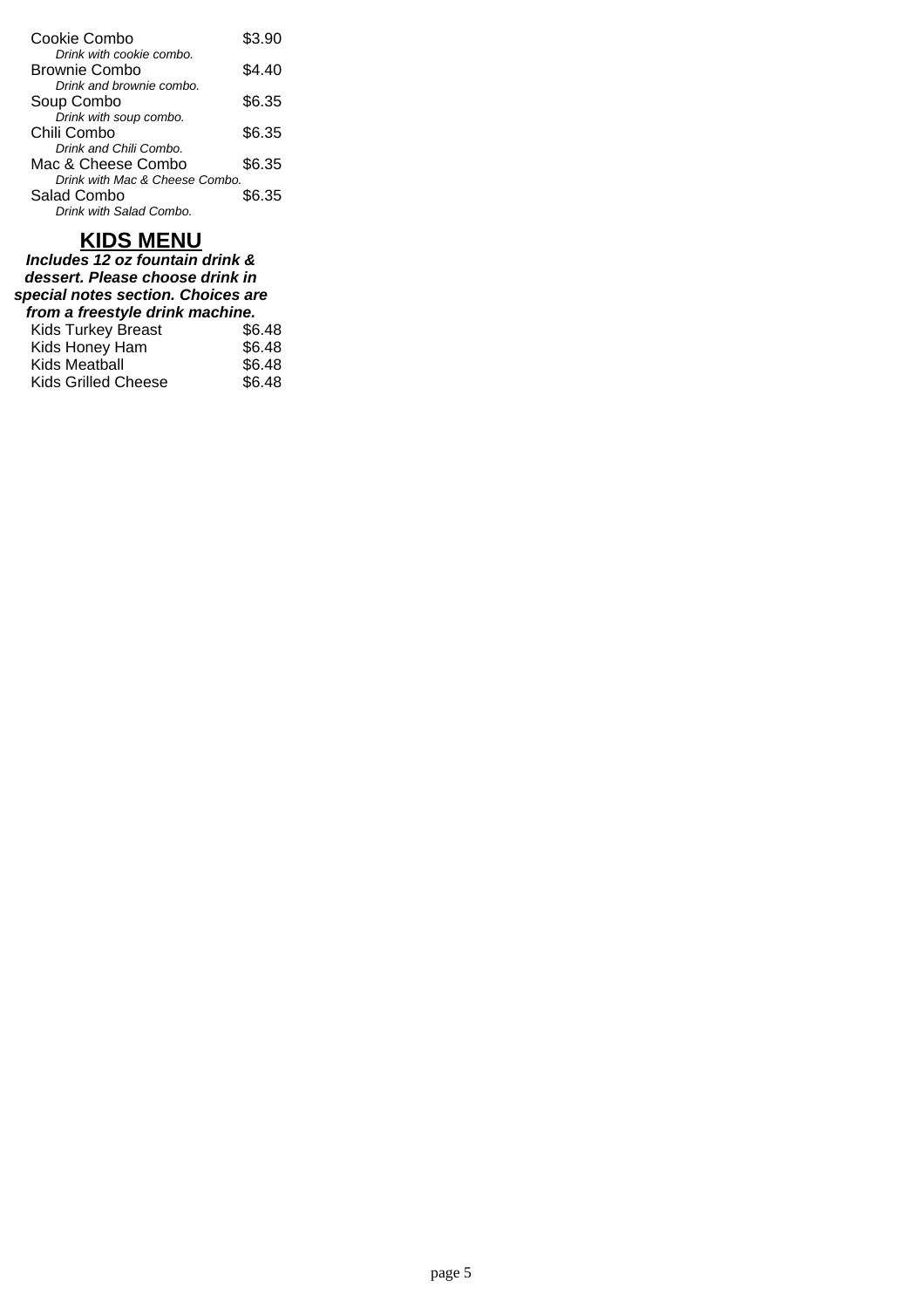| | |
|---|---|
| Cookie Combo<br>*Drink with cookie combo.* | $3.90 |
| Brownie Combo<br>*Drink and brownie combo.* | $4.40 |
| Soup Combo<br>*Drink with soup combo.* | $6.35 |
| Chili Combo<br>*Drink and Chili Combo.* | $6.35 |
| Mac & Cheese Combo<br>*Drink with Mac & Cheese Combo.* | $6.35 |
| Salad Combo<br>*Drink with Salad Combo.* | $6.35 |

## KIDS MENU

***Includes 12 oz fountain drink & dessert. Please choose drink in special notes section. Choices are from a freestyle drink machine.***

| | |
|---|---|
| Kids Turkey Breast | $6.48 |
| Kids Honey Ham | $6.48 |
| Kids Meatball | $6.48 |
| Kids Grilled Cheese | $6.48 |